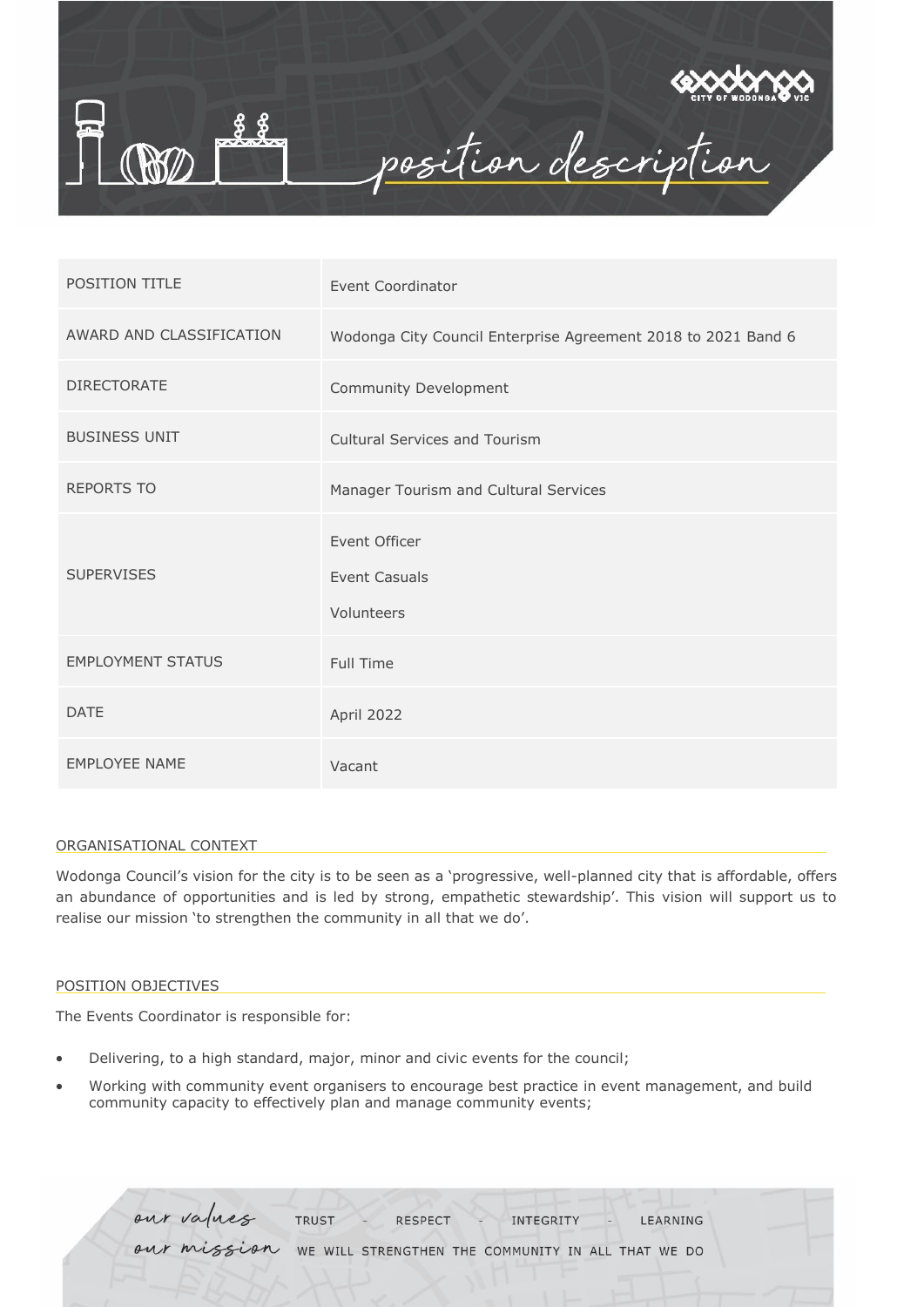# position description

| POSITION TITLE | Event Coordinator |
| --- | --- |
| AWARD AND CLASSIFICATION | Wodonga City Council Enterprise Agreement 2018 to 2021 Band 6 |
| DIRECTORATE | Community Development |
| BUSINESS UNIT | Cultural Services and Tourism |
| REPORTS TO | Manager Tourism and Cultural Services |
| SUPERVISES | Event Officer<br>Event Casuals<br>Volunteers |
| EMPLOYMENT STATUS | Full Time |
| DATE | April 2022 |
| EMPLOYEE NAME | Vacant |

## ORGANISATIONAL CONTEXT

Wodonga Council's vision for the city is to be seen as a 'progressive, well-planned city that is affordable, offers an abundance of opportunities and is led by strong, empathetic stewardship'. This vision will support us to realise our mission 'to strengthen the community in all that we do'.

## POSITION OBJECTIVES

The Events Coordinator is responsible for:

- Delivering, to a high standard, major, minor and civic events for the council;
- Working with community event organisers to encourage best practice in event management, and build community capacity to effectively plan and manage community events;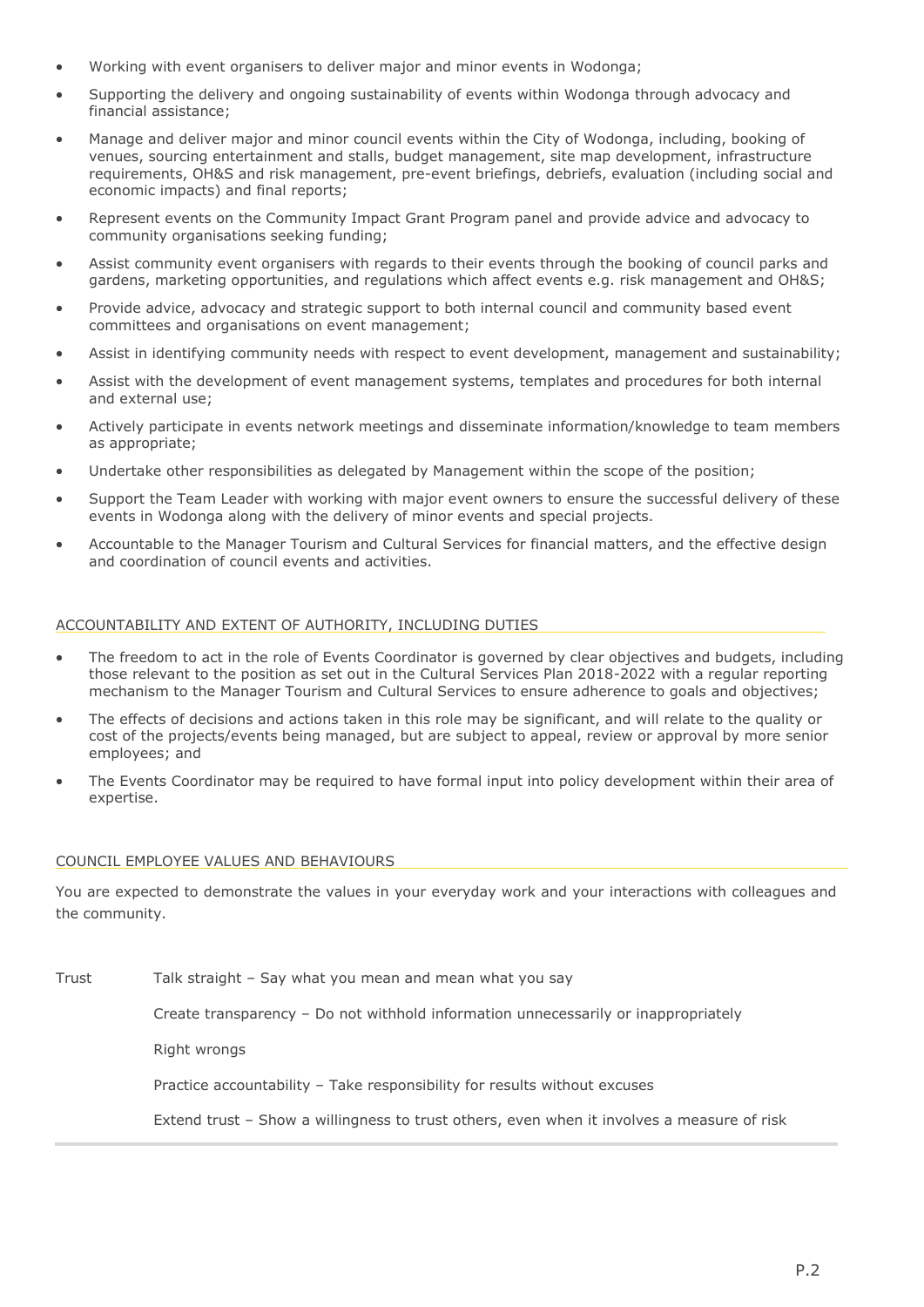- Working with event organisers to deliver major and minor events in Wodonga;
- Supporting the delivery and ongoing sustainability of events within Wodonga through advocacy and financial assistance;
- Manage and deliver major and minor council events within the City of Wodonga, including, booking of venues, sourcing entertainment and stalls, budget management, site map development, infrastructure requirements, OH&S and risk management, pre-event briefings, debriefs, evaluation (including social and economic impacts) and final reports;
- Represent events on the Community Impact Grant Program panel and provide advice and advocacy to community organisations seeking funding;
- Assist community event organisers with regards to their events through the booking of council parks and gardens, marketing opportunities, and regulations which affect events e.g. risk management and OH&S;
- Provide advice, advocacy and strategic support to both internal council and community based event committees and organisations on event management;
- Assist in identifying community needs with respect to event development, management and sustainability;
- Assist with the development of event management systems, templates and procedures for both internal and external use;
- Actively participate in events network meetings and disseminate information/knowledge to team members as appropriate;
- Undertake other responsibilities as delegated by Management within the scope of the position;
- Support the Team Leader with working with major event owners to ensure the successful delivery of these events in Wodonga along with the delivery of minor events and special projects.
- Accountable to the Manager Tourism and Cultural Services for financial matters, and the effective design and coordination of council events and activities.

## ACCOUNTABILITY AND EXTENT OF AUTHORITY, INCLUDING DUTIES

- The freedom to act in the role of Events Coordinator is governed by clear objectives and budgets, including those relevant to the position as set out in the Cultural Services Plan 2018-2022 with a regular reporting mechanism to the Manager Tourism and Cultural Services to ensure adherence to goals and objectives;
- The effects of decisions and actions taken in this role may be significant, and will relate to the quality or cost of the projects/events being managed, but are subject to appeal, review or approval by more senior employees; and
- The Events Coordinator may be required to have formal input into policy development within their area of expertise.

## COUNCIL EMPLOYEE VALUES AND BEHAVIOURS

You are expected to demonstrate the values in your everyday work and your interactions with colleagues and the community.

| | |
|---|---|
| Trust | Talk straight – Say what you mean and mean what you say |
| | Create transparency – Do not withhold information unnecessarily or inappropriately |
| | Right wrongs |
| | Practice accountability – Take responsibility for results without excuses |
| | Extend trust – Show a willingness to trust others, even when it involves a measure of risk |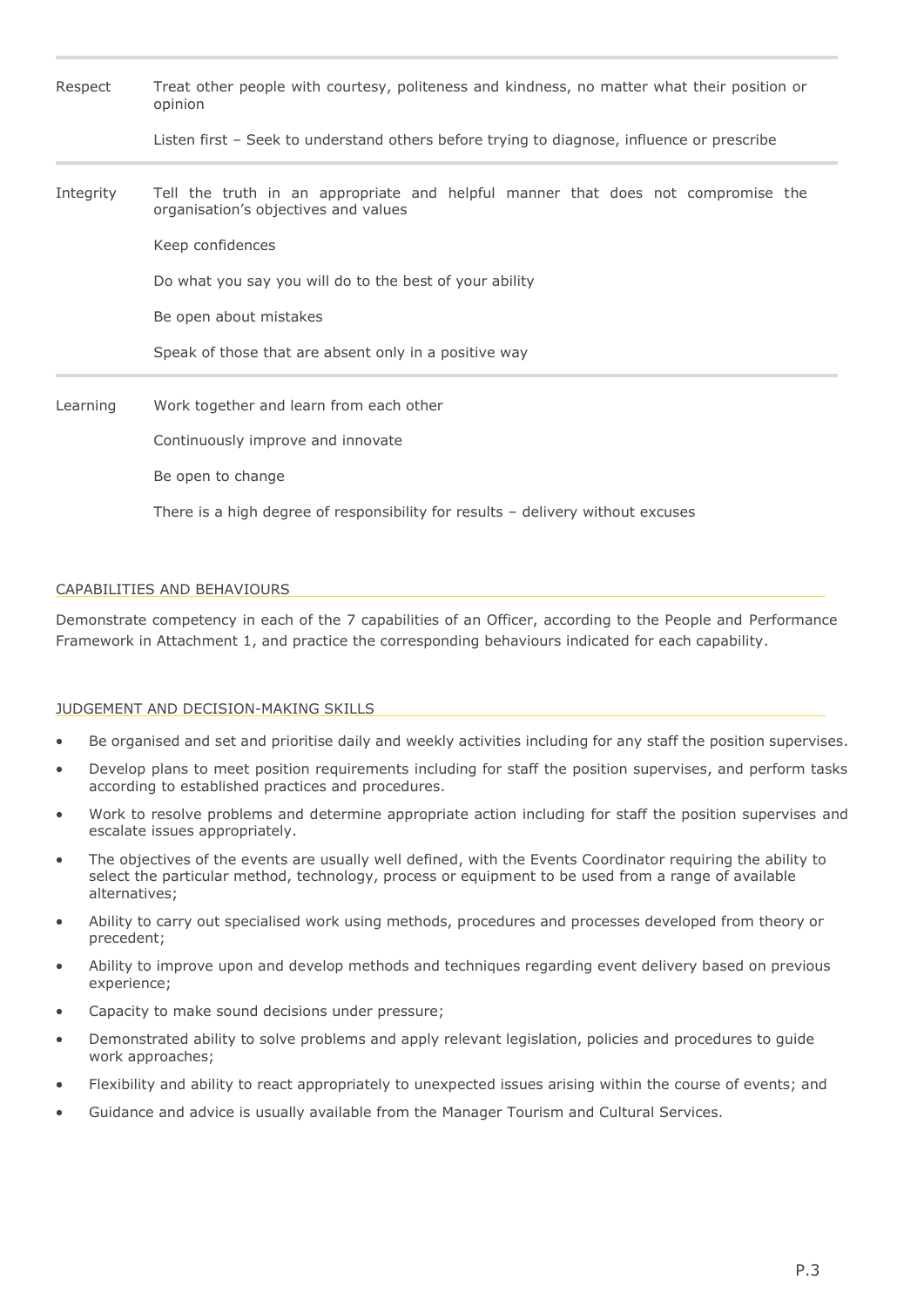| | |
|---|---|
| Respect | Treat other people with courtesy, politeness and kindness, no matter what their position or opinion<br><br>Listen first – Seek to understand others before trying to diagnose, influence or prescribe |
| Integrity | Tell the truth in an appropriate and helpful manner that does not compromise the organisation's objectives and values<br><br>Keep confidences<br><br>Do what you say you will do to the best of your ability<br><br>Be open about mistakes<br><br>Speak of those that are absent only in a positive way |
| Learning | Work together and learn from each other<br><br>Continuously improve and innovate<br><br>Be open to change<br><br>There is a high degree of responsibility for results – delivery without excuses |

## CAPABILITIES AND BEHAVIOURS

Demonstrate competency in each of the 7 capabilities of an Officer, according to the People and Performance Framework in Attachment 1, and practice the corresponding behaviours indicated for each capability.

## JUDGEMENT AND DECISION-MAKING SKILLS

- Be organised and set and prioritise daily and weekly activities including for any staff the position supervises.
- Develop plans to meet position requirements including for staff the position supervises, and perform tasks according to established practices and procedures.
- Work to resolve problems and determine appropriate action including for staff the position supervises and escalate issues appropriately.
- The objectives of the events are usually well defined, with the Events Coordinator requiring the ability to select the particular method, technology, process or equipment to be used from a range of available alternatives;
- Ability to carry out specialised work using methods, procedures and processes developed from theory or precedent;
- Ability to improve upon and develop methods and techniques regarding event delivery based on previous experience;
- Capacity to make sound decisions under pressure;
- Demonstrated ability to solve problems and apply relevant legislation, policies and procedures to guide work approaches;
- Flexibility and ability to react appropriately to unexpected issues arising within the course of events; and
- Guidance and advice is usually available from the Manager Tourism and Cultural Services.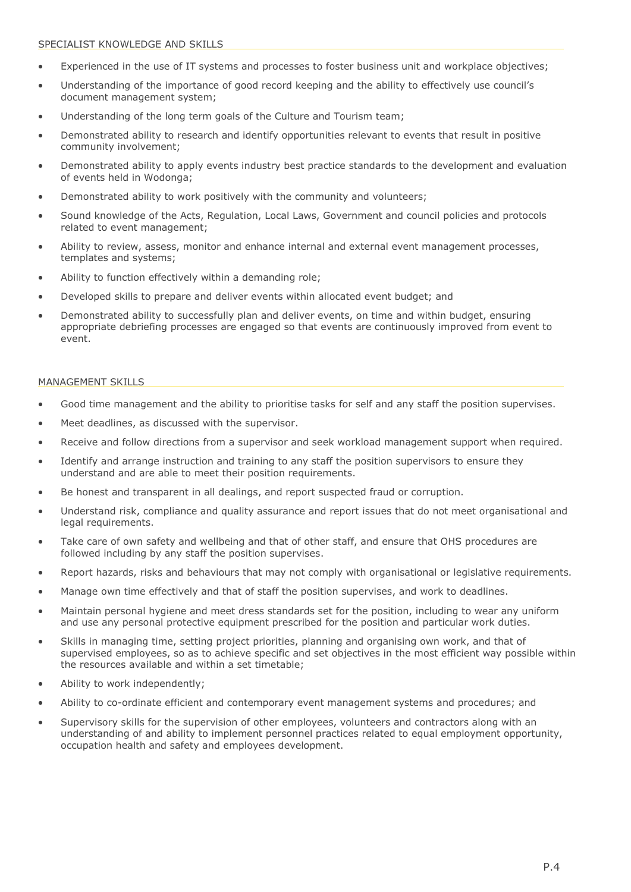## SPECIALIST KNOWLEDGE AND SKILLS

- Experienced in the use of IT systems and processes to foster business unit and workplace objectives;
- Understanding of the importance of good record keeping and the ability to effectively use council's document management system;
- Understanding of the long term goals of the Culture and Tourism team;
- Demonstrated ability to research and identify opportunities relevant to events that result in positive community involvement;
- Demonstrated ability to apply events industry best practice standards to the development and evaluation of events held in Wodonga;
- Demonstrated ability to work positively with the community and volunteers;
- Sound knowledge of the Acts, Regulation, Local Laws, Government and council policies and protocols related to event management;
- Ability to review, assess, monitor and enhance internal and external event management processes, templates and systems;
- Ability to function effectively within a demanding role;
- Developed skills to prepare and deliver events within allocated event budget; and
- Demonstrated ability to successfully plan and deliver events, on time and within budget, ensuring appropriate debriefing processes are engaged so that events are continuously improved from event to event.

## MANAGEMENT SKILLS

- Good time management and the ability to prioritise tasks for self and any staff the position supervises.
- Meet deadlines, as discussed with the supervisor.
- Receive and follow directions from a supervisor and seek workload management support when required.
- Identify and arrange instruction and training to any staff the position supervisors to ensure they understand and are able to meet their position requirements.
- Be honest and transparent in all dealings, and report suspected fraud or corruption.
- Understand risk, compliance and quality assurance and report issues that do not meet organisational and legal requirements.
- Take care of own safety and wellbeing and that of other staff, and ensure that OHS procedures are followed including by any staff the position supervises.
- Report hazards, risks and behaviours that may not comply with organisational or legislative requirements.
- Manage own time effectively and that of staff the position supervises, and work to deadlines.
- Maintain personal hygiene and meet dress standards set for the position, including to wear any uniform and use any personal protective equipment prescribed for the position and particular work duties.
- Skills in managing time, setting project priorities, planning and organising own work, and that of supervised employees, so as to achieve specific and set objectives in the most efficient way possible within the resources available and within a set timetable;
- Ability to work independently;
- Ability to co-ordinate efficient and contemporary event management systems and procedures; and
- Supervisory skills for the supervision of other employees, volunteers and contractors along with an understanding of and ability to implement personnel practices related to equal employment opportunity, occupation health and safety and employees development.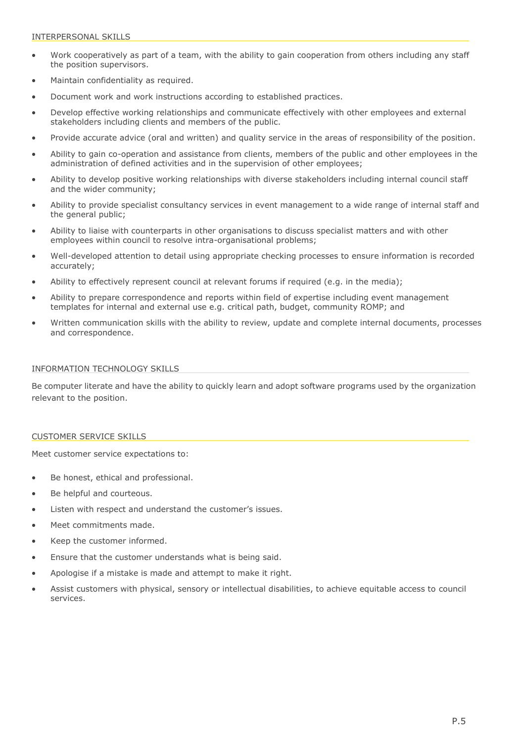## INTERPERSONAL SKILLS

- Work cooperatively as part of a team, with the ability to gain cooperation from others including any staff the position supervisors.
- Maintain confidentiality as required.
- Document work and work instructions according to established practices.
- Develop effective working relationships and communicate effectively with other employees and external stakeholders including clients and members of the public.
- Provide accurate advice (oral and written) and quality service in the areas of responsibility of the position.
- Ability to gain co-operation and assistance from clients, members of the public and other employees in the administration of defined activities and in the supervision of other employees;
- Ability to develop positive working relationships with diverse stakeholders including internal council staff and the wider community;
- Ability to provide specialist consultancy services in event management to a wide range of internal staff and the general public;
- Ability to liaise with counterparts in other organisations to discuss specialist matters and with other employees within council to resolve intra-organisational problems;
- Well-developed attention to detail using appropriate checking processes to ensure information is recorded accurately;
- Ability to effectively represent council at relevant forums if required (e.g. in the media);
- Ability to prepare correspondence and reports within field of expertise including event management templates for internal and external use e.g. critical path, budget, community ROMP; and
- Written communication skills with the ability to review, update and complete internal documents, processes and correspondence.

## INFORMATION TECHNOLOGY SKILLS

Be computer literate and have the ability to quickly learn and adopt software programs used by the organization relevant to the position.

## CUSTOMER SERVICE SKILLS

Meet customer service expectations to:

- Be honest, ethical and professional.
- Be helpful and courteous.
- Listen with respect and understand the customer's issues.
- Meet commitments made.
- Keep the customer informed.
- Ensure that the customer understands what is being said.
- Apologise if a mistake is made and attempt to make it right.
- Assist customers with physical, sensory or intellectual disabilities, to achieve equitable access to council services.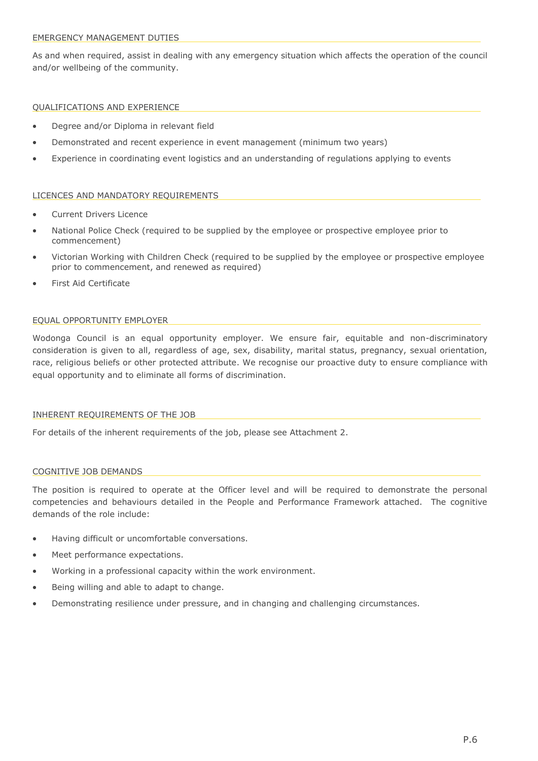## EMERGENCY MANAGEMENT DUTIES

As and when required, assist in dealing with any emergency situation which affects the operation of the council and/or wellbeing of the community.

## QUALIFICATIONS AND EXPERIENCE

- Degree and/or Diploma in relevant field
- Demonstrated and recent experience in event management (minimum two years)
- Experience in coordinating event logistics and an understanding of regulations applying to events

## LICENCES AND MANDATORY REQUIREMENTS

- Current Drivers Licence
- National Police Check (required to be supplied by the employee or prospective employee prior to commencement)
- Victorian Working with Children Check (required to be supplied by the employee or prospective employee prior to commencement, and renewed as required)
- First Aid Certificate

## EQUAL OPPORTUNITY EMPLOYER

Wodonga Council is an equal opportunity employer. We ensure fair, equitable and non-discriminatory consideration is given to all, regardless of age, sex, disability, marital status, pregnancy, sexual orientation, race, religious beliefs or other protected attribute. We recognise our proactive duty to ensure compliance with equal opportunity and to eliminate all forms of discrimination.

## INHERENT REQUIREMENTS OF THE JOB

For details of the inherent requirements of the job, please see Attachment 2.

## COGNITIVE JOB DEMANDS

The position is required to operate at the Officer level and will be required to demonstrate the personal competencies and behaviours detailed in the People and Performance Framework attached. The cognitive demands of the role include:

- Having difficult or uncomfortable conversations.
- Meet performance expectations.
- Working in a professional capacity within the work environment.
- Being willing and able to adapt to change.
- Demonstrating resilience under pressure, and in changing and challenging circumstances.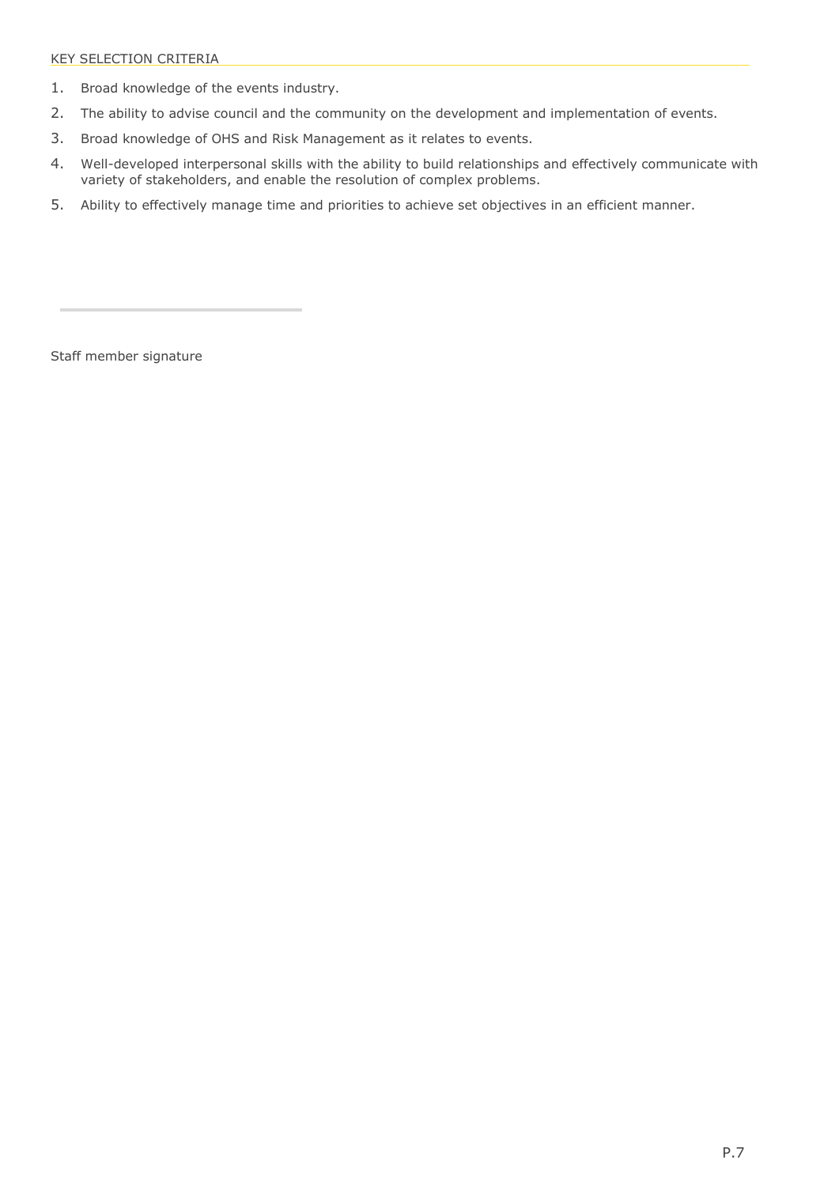## KEY SELECTION CRITERIA

1. Broad knowledge of the events industry.
2. The ability to advise council and the community on the development and implementation of events.
3. Broad knowledge of OHS and Risk Management as it relates to events.
4. Well-developed interpersonal skills with the ability to build relationships and effectively communicate with variety of stakeholders, and enable the resolution of complex problems.
5. Ability to effectively manage time and priorities to achieve set objectives in an efficient manner.

---

Staff member signature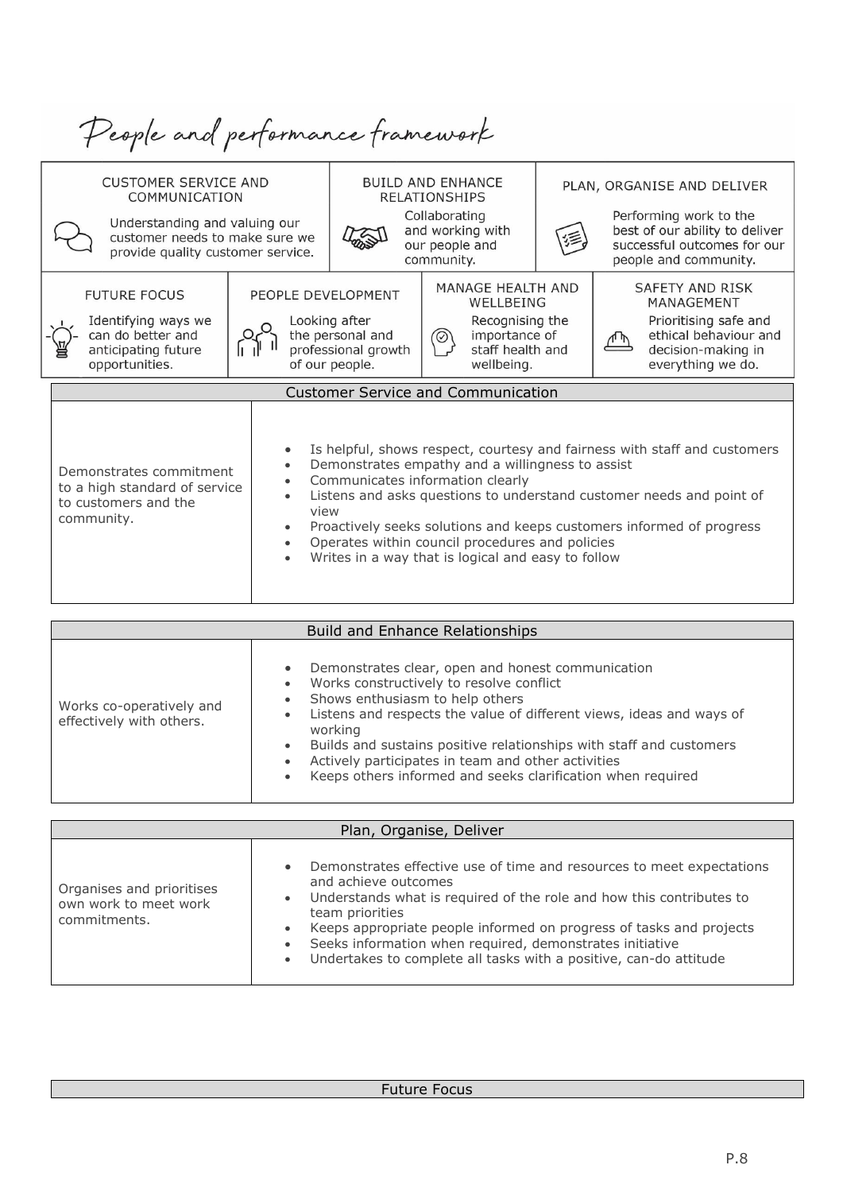# People and performance framework

| CUSTOMER SERVICE AND COMMUNICATION | BUILD AND ENHANCE RELATIONSHIPS | PLAN, ORGANISE AND DELIVER |
|---|---|---|
| Understanding and valuing our customer needs to make sure we provide quality customer service. | Collaborating and working with our people and community. | Performing work to the best of our ability to deliver successful outcomes for our people and community. |

| FUTURE FOCUS | PEOPLE DEVELOPMENT | MANAGE HEALTH AND WELLBEING | SAFETY AND RISK MANAGEMENT |
|---|---|---|---|
| Identifying ways we can do better and anticipating future opportunities. | Looking after the personal and professional growth of our people. | Recognising the importance of staff health and wellbeing. | Prioritising safe and ethical behaviour and decision-making in everything we do. |

| Customer Service and Communication | |
|---|---|
| Demonstrates commitment to a high standard of service to customers and the community. | • Is helpful, shows respect, courtesy and fairness with staff and customers<br>• Demonstrates empathy and a willingness to assist<br>• Communicates information clearly<br>• Listens and asks questions to understand customer needs and point of view<br>• Proactively seeks solutions and keeps customers informed of progress<br>• Operates within council procedures and policies<br>• Writes in a way that is logical and easy to follow |

| Build and Enhance Relationships | |
|---|---|
| Works co-operatively and effectively with others. | • Demonstrates clear, open and honest communication<br>• Works constructively to resolve conflict<br>• Shows enthusiasm to help others<br>• Listens and respects the value of different views, ideas and ways of working<br>• Builds and sustains positive relationships with staff and customers<br>• Actively participates in team and other activities<br>• Keeps others informed and seeks clarification when required |

| Plan, Organise, Deliver | |
|---|---|
| Organises and prioritises own work to meet work commitments. | • Demonstrates effective use of time and resources to meet expectations and achieve outcomes<br>• Understands what is required of the role and how this contributes to team priorities<br>• Keeps appropriate people informed on progress of tasks and projects<br>• Seeks information when required, demonstrates initiative<br>• Undertakes to complete all tasks with a positive, can-do attitude |

| Future Focus |
|---|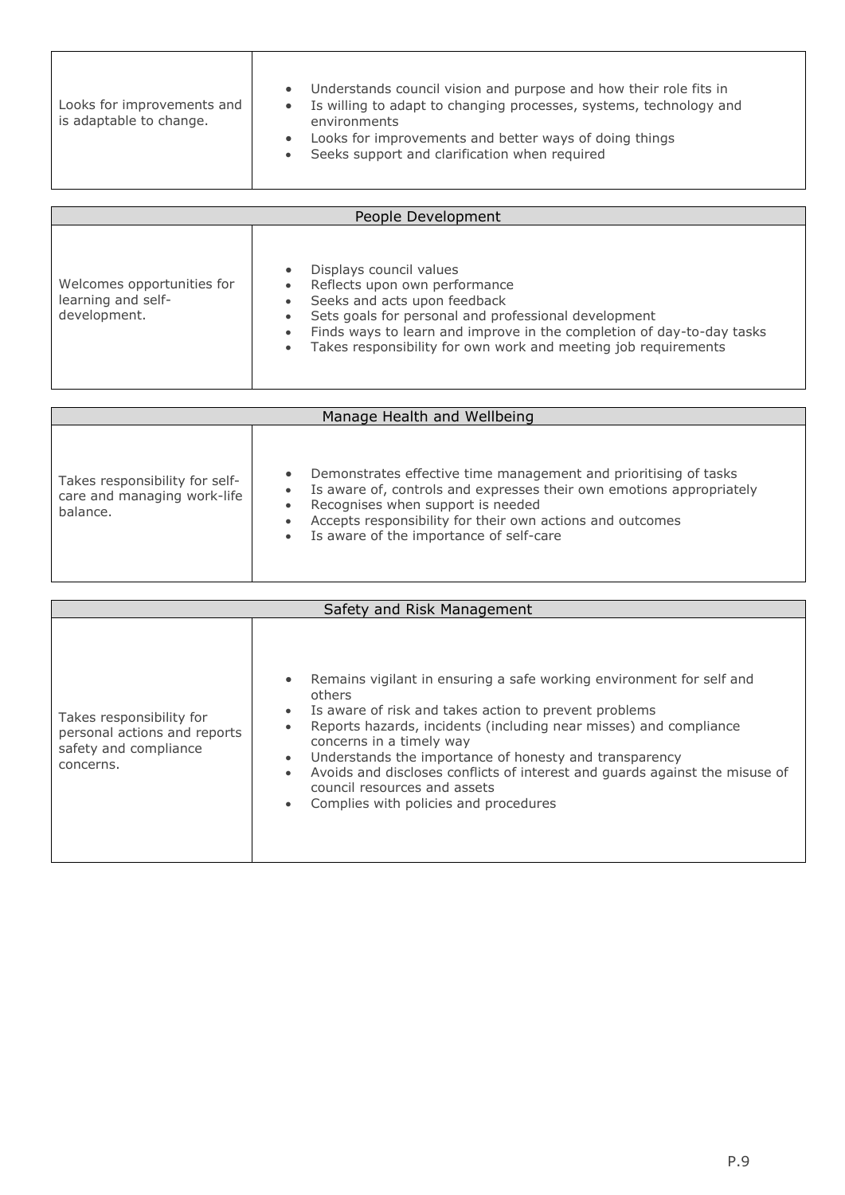| Looks for improvements and is adaptable to change. | <ul><li>Understands council vision and purpose and how their role fits in</li><li>Is willing to adapt to changing processes, systems, technology and environments</li><li>Looks for improvements and better ways of doing things</li><li>Seeks support and clarification when required</li></ul> |
|---|---|

| People Development | |
|---|---|
| Welcomes opportunities for learning and self-development. | <ul><li>Displays council values</li><li>Reflects upon own performance</li><li>Seeks and acts upon feedback</li><li>Sets goals for personal and professional development</li><li>Finds ways to learn and improve in the completion of day-to-day tasks</li><li>Takes responsibility for own work and meeting job requirements</li></ul> |

| Manage Health and Wellbeing | |
|---|---|
| Takes responsibility for self-care and managing work-life balance. | <ul><li>Demonstrates effective time management and prioritising of tasks</li><li>Is aware of, controls and expresses their own emotions appropriately</li><li>Recognises when support is needed</li><li>Accepts responsibility for their own actions and outcomes</li><li>Is aware of the importance of self-care</li></ul> |

| Safety and Risk Management | |
|---|---|
| Takes responsibility for personal actions and reports safety and compliance concerns. | <ul><li>Remains vigilant in ensuring a safe working environment for self and others</li><li>Is aware of risk and takes action to prevent problems</li><li>Reports hazards, incidents (including near misses) and compliance concerns in a timely way</li><li>Understands the importance of honesty and transparency</li><li>Avoids and discloses conflicts of interest and guards against the misuse of council resources and assets</li><li>Complies with policies and procedures</li></ul> |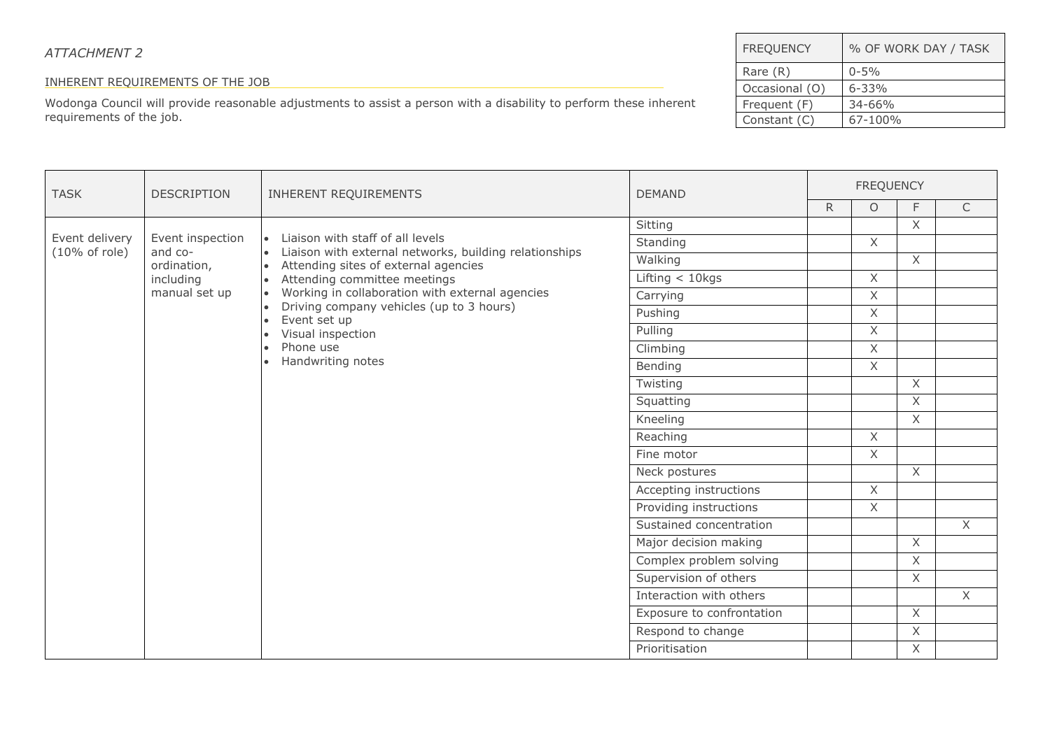*ATTACHMENT 2*

| FREQUENCY | % OF WORK DAY / TASK |
|---|---|
| Rare (R) | 0-5% |
| Occasional (O) | 6-33% |
| Frequent (F) | 34-66% |
| Constant (C) | 67-100% |

## INHERENT REQUIREMENTS OF THE JOB

Wodonga Council will provide reasonable adjustments to assist a person with a disability to perform these inherent requirements of the job.

| TASK | DESCRIPTION | INHERENT REQUIREMENTS | DEMAND | FREQUENCY | | | |
|---|---|---|---|---|---|---|---|
| | | | | R | O | F | C |
| Event delivery (10% of role) | Event inspection and co-ordination, including manual set up | • Liaison with staff of all levels<br>• Liaison with external networks, building relationships<br>• Attending sites of external agencies<br>• Attending committee meetings<br>• Working in collaboration with external agencies<br>• Driving company vehicles (up to 3 hours)<br>• Event set up<br>• Visual inspection<br>• Phone use<br>• Handwriting notes | Sitting | | | X | |
| | | | Standing | | X | | |
| | | | Walking | | | X | |
| | | | Lifting < 10kgs | | X | | |
| | | | Carrying | | X | | |
| | | | Pushing | | X | | |
| | | | Pulling | | X | | |
| | | | Climbing | | X | | |
| | | | Bending | | X | | |
| | | | Twisting | | | X | |
| | | | Squatting | | | X | |
| | | | Kneeling | | | X | |
| | | | Reaching | | X | | |
| | | | Fine motor | | X | | |
| | | | Neck postures | | | X | |
| | | | Accepting instructions | | X | | |
| | | | Providing instructions | | X | | |
| | | | Sustained concentration | | | | X |
| | | | Major decision making | | | X | |
| | | | Complex problem solving | | | X | |
| | | | Supervision of others | | | X | |
| | | | Interaction with others | | | | X |
| | | | Exposure to confrontation | | | X | |
| | | | Respond to change | | | X | |
| | | | Prioritisation | | | X | |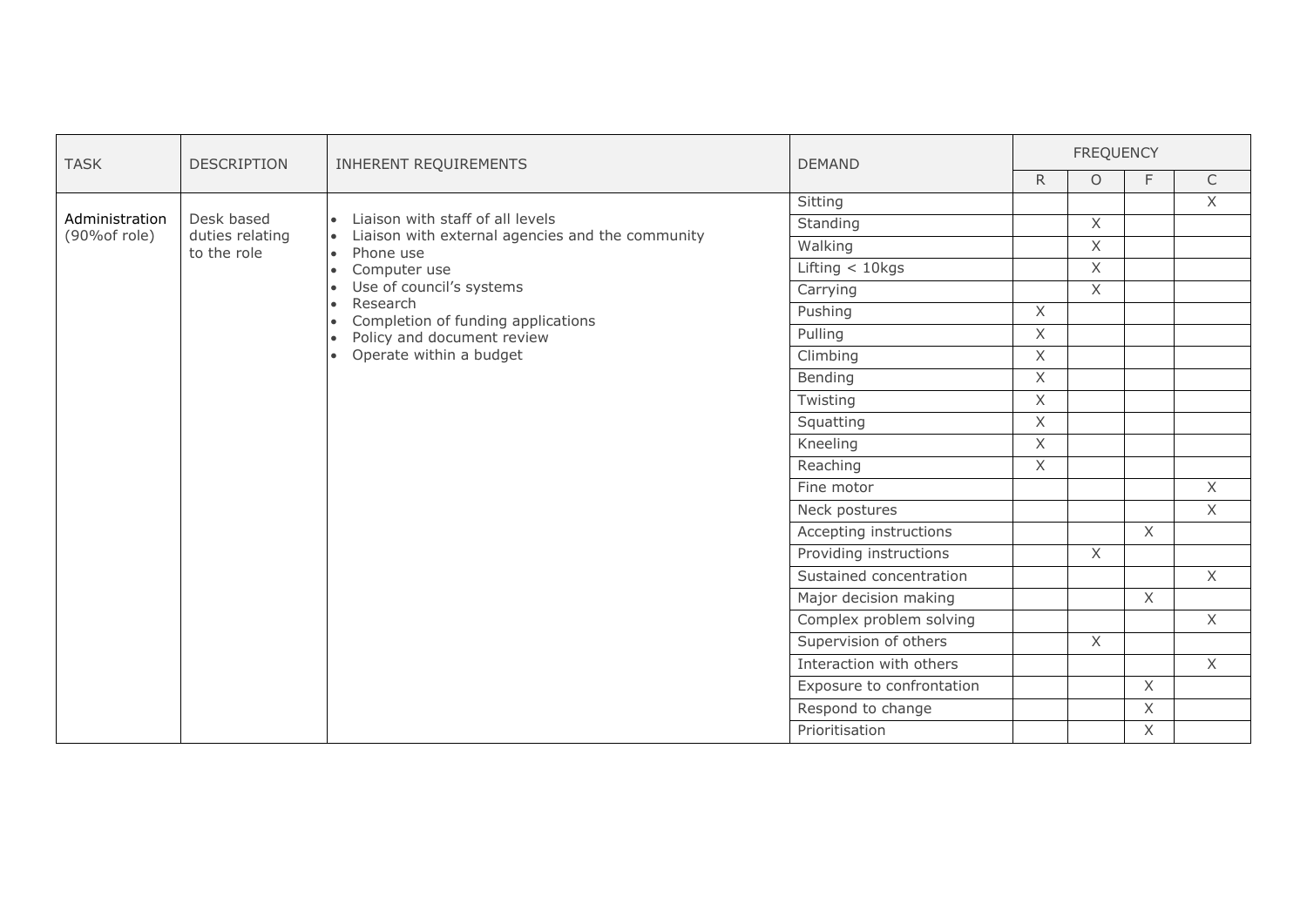| TASK | DESCRIPTION | INHERENT REQUIREMENTS | DEMAND | FREQUENCY | | | |
|---|---|---|---|---|---|---|---|
| | | | | R | O | F | C |
| Administration (90%of role) | Desk based duties relating to the role | • Liaison with staff of all levels<br>• Liaison with external agencies and the community<br>• Phone use<br>• Computer use<br>• Use of council's systems<br>• Research<br>• Completion of funding applications<br>• Policy and document review<br>• Operate within a budget | Sitting | | | | X |
| | | | Standing | | X | | |
| | | | Walking | | X | | |
| | | | Lifting < 10kgs | | X | | |
| | | | Carrying | | X | | |
| | | | Pushing | X | | | |
| | | | Pulling | X | | | |
| | | | Climbing | X | | | |
| | | | Bending | X | | | |
| | | | Twisting | X | | | |
| | | | Squatting | X | | | |
| | | | Kneeling | X | | | |
| | | | Reaching | X | | | |
| | | | Fine motor | | | | X |
| | | | Neck postures | | | | X |
| | | | Accepting instructions | | | X | |
| | | | Providing instructions | | X | | |
| | | | Sustained concentration | | | | X |
| | | | Major decision making | | | X | |
| | | | Complex problem solving | | | | X |
| | | | Supervision of others | | X | | |
| | | | Interaction with others | | | | X |
| | | | Exposure to confrontation | | | X | |
| | | | Respond to change | | | X | |
| | | | Prioritisation | | | X | |